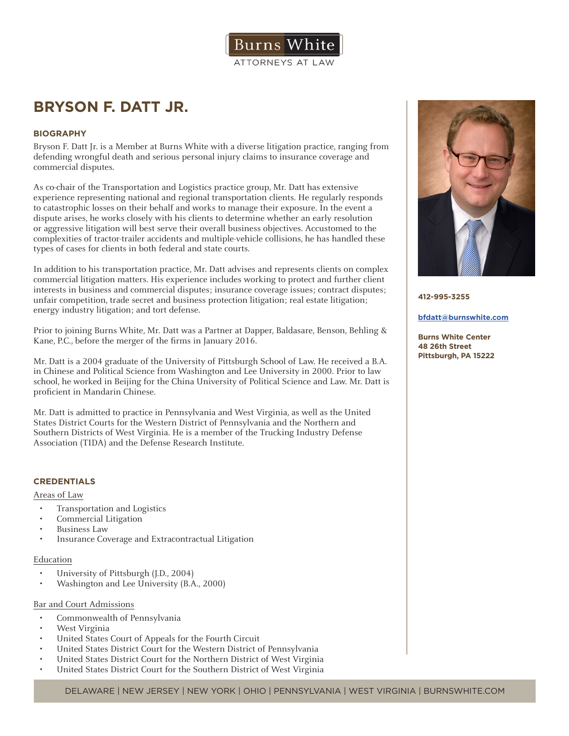Burns White
ATTORNEYS AT LAW

# BRYSON F. DATT JR.

412-995-3255

bfdatt@burnswhite.com

**Burns White Center**
**48 26th Street**
**Pittsburgh, PA 15222**

## BIOGRAPHY

Bryson F. Datt Jr. is a Member at Burns White with a diverse litigation practice, ranging from defending wrongful death and serious personal injury claims to insurance coverage and commercial disputes.

As co-chair of the Transportation and Logistics practice group, Mr. Datt has extensive experience representing national and regional transportation clients. He regularly responds to catastrophic losses on their behalf and works to manage their exposure. In the event a dispute arises, he works closely with his clients to determine whether an early resolution or aggressive litigation will best serve their overall business objectives. Accustomed to the complexities of tractor-trailer accidents and multiple-vehicle collisions, he has handled these types of cases for clients in both federal and state courts.

In addition to his transportation practice, Mr. Datt advises and represents clients on complex commercial litigation matters. His experience includes working to protect and further client interests in business and commercial disputes; insurance coverage issues; contract disputes; unfair competition, trade secret and business protection litigation; real estate litigation; energy industry litigation; and tort defense.

Prior to joining Burns White, Mr. Datt was a Partner at Dapper, Baldasare, Benson, Behling & Kane, P.C., before the merger of the firms in January 2016.

Mr. Datt is a 2004 graduate of the University of Pittsburgh School of Law. He received a B.A. in Chinese and Political Science from Washington and Lee University in 2000. Prior to law school, he worked in Beijing for the China University of Political Science and Law. Mr. Datt is proficient in Mandarin Chinese.

Mr. Datt is admitted to practice in Pennsylvania and West Virginia, as well as the United States District Courts for the Western District of Pennsylvania and the Northern and Southern Districts of West Virginia. He is a member of the Trucking Industry Defense Association (TIDA) and the Defense Research Institute.

## CREDENTIALS

### Areas of Law

- Transportation and Logistics
- Commercial Litigation
- Business Law
- Insurance Coverage and Extracontractual Litigation

### Education

- University of Pittsburgh (J.D., 2004)
- Washington and Lee University (B.A., 2000)

### Bar and Court Admissions

- Commonwealth of Pennsylvania
- West Virginia
- United States Court of Appeals for the Fourth Circuit
- United States District Court for the Western District of Pennsylvania
- United States District Court for the Northern District of West Virginia
- United States District Court for the Southern District of West Virginia

DELAWARE | NEW JERSEY | NEW YORK | OHIO | PENNSYLVANIA | WEST VIRGINIA | BURNSWHITE.COM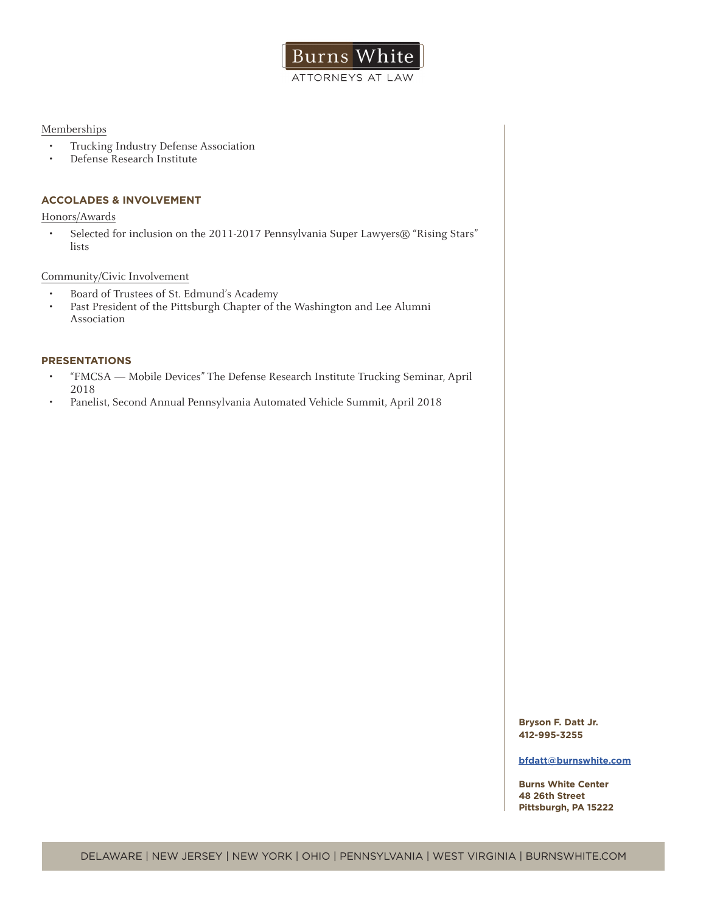Memberships

- Trucking Industry Defense Association
- Defense Research Institute

## ACCOLADES & INVOLVEMENT

Honors/Awards

- Selected for inclusion on the 2011-2017 Pennsylvania Super Lawyers® "Rising Stars" lists

Community/Civic Involvement

- Board of Trustees of St. Edmund's Academy
- Past President of the Pittsburgh Chapter of the Washington and Lee Alumni Association

## PRESENTATIONS

- "FMCSA — Mobile Devices" The Defense Research Institute Trucking Seminar, April 2018
- Panelist, Second Annual Pennsylvania Automated Vehicle Summit, April 2018

**Bryson F. Datt Jr.**
**412-995-3255**

**bfdatt@burnswhite.com**

**Burns White Center**
**48 26th Street**
**Pittsburgh, PA 15222**